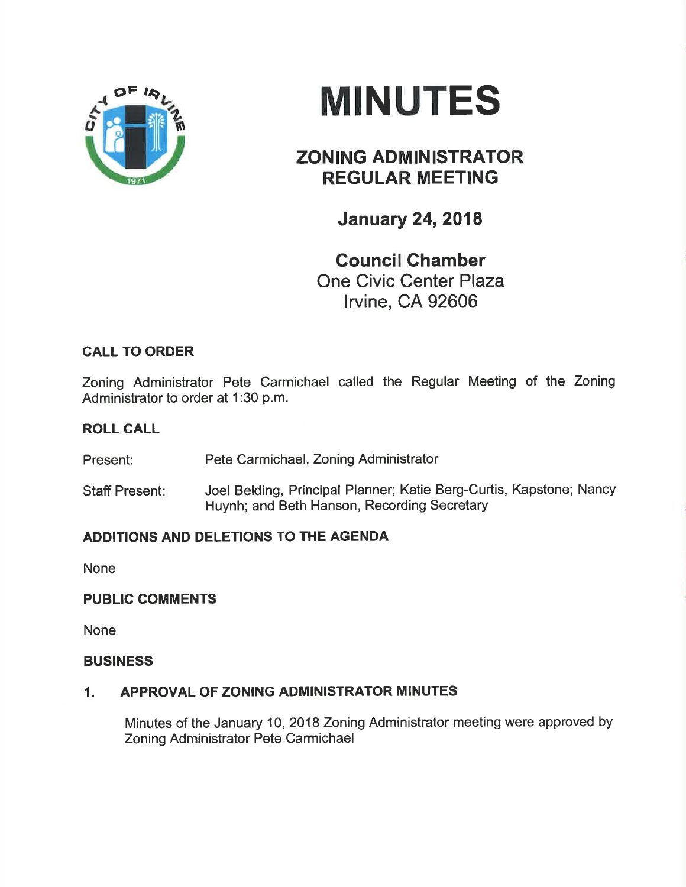# MINUTES

## ZONING ADMINISTRATOR REGULAR MEETING

### January 24, 2018

**Council Chamber**
One Civic Center Plaza
Irvine, CA 92606

**CALL TO ORDER**

Zoning Administrator Pete Carmichael called the Regular Meeting of the Zoning Administrator to order at 1:30 p.m.

**ROLL CALL**

Present: Pete Carmichael, Zoning Administrator

Staff Present: Joel Belding, Principal Planner; Katie Berg-Curtis, Kapstone; Nancy Huynh; and Beth Hanson, Recording Secretary

**ADDITIONS AND DELETIONS TO THE AGENDA**

None

**PUBLIC COMMENTS**

None

**BUSINESS**

**1. APPROVAL OF ZONING ADMINISTRATOR MINUTES**

Minutes of the January 10, 2018 Zoning Administrator meeting were approved by Zoning Administrator Pete Carmichael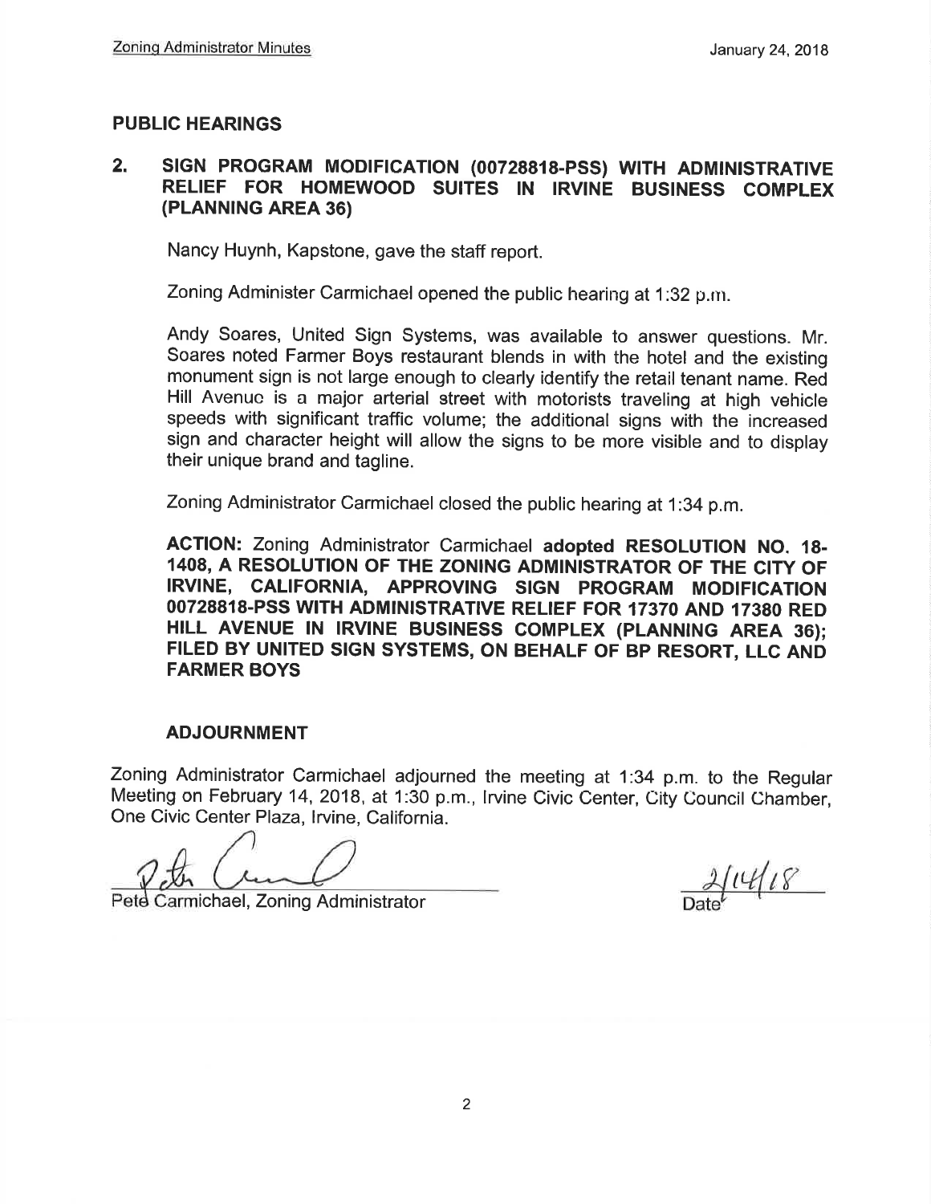## PUBLIC HEARINGS

### 2. SIGN PROGRAM MODIFICATION (00728818-PSS) WITH ADMINISTRATIVE RELIEF FOR HOMEWOOD SUITES IN IRVINE BUSINESS COMPLEX (PLANNING AREA 36)

Nancy Huynh, Kapstone, gave the staff report.

Zoning Administer Carmichael opened the public hearing at 1:32 p.m.

Andy Soares, United Sign Systems, was available to answer questions. Mr. Soares noted Farmer Boys restaurant blends in with the hotel and the existing monument sign is not large enough to clearly identify the retail tenant name. Red Hill Avenue is a major arterial street with motorists traveling at high vehicle speeds with significant traffic volume; the additional signs with the increased sign and character height will allow the signs to be more visible and to display their unique brand and tagline.

Zoning Administrator Carmichael closed the public hearing at 1:34 p.m.

**ACTION:** Zoning Administrator Carmichael **adopted RESOLUTION NO. 18-1408, A RESOLUTION OF THE ZONING ADMINISTRATOR OF THE CITY OF IRVINE, CALIFORNIA, APPROVING SIGN PROGRAM MODIFICATION 00728818-PSS WITH ADMINISTRATIVE RELIEF FOR 17370 AND 17380 RED HILL AVENUE IN IRVINE BUSINESS COMPLEX (PLANNING AREA 36); FILED BY UNITED SIGN SYSTEMS, ON BEHALF OF BP RESORT, LLC AND FARMER BOYS**

## ADJOURNMENT

Zoning Administrator Carmichael adjourned the meeting at 1:34 p.m. to the Regular Meeting on February 14, 2018, at 1:30 p.m., Irvine Civic Center, City Council Chamber, One Civic Center Plaza, Irvine, California.

Pete Carmichael, Zoning Administrator

2/14/18
Date